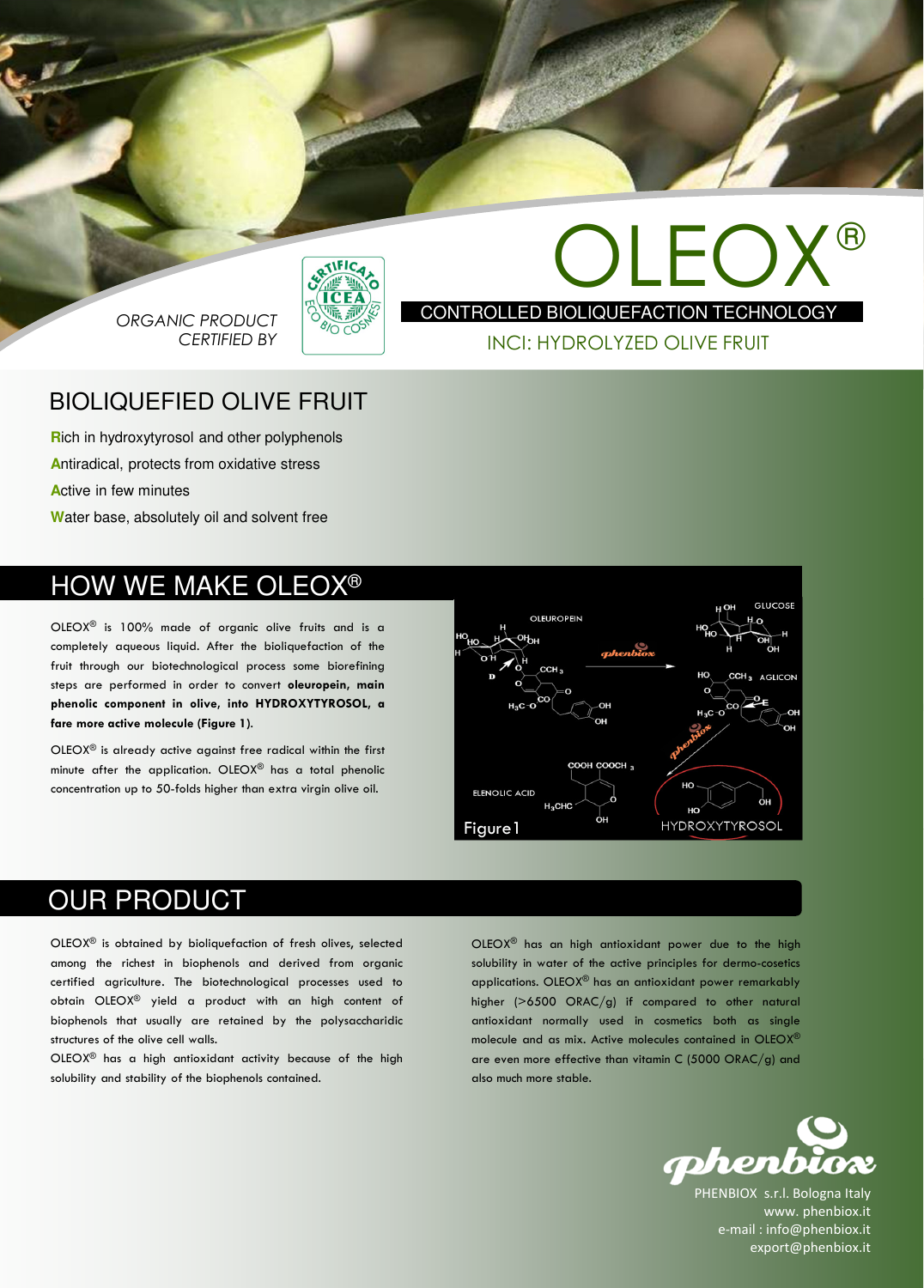# OLEOX®

CONTROLLED BIOLIQUEFACTION TECHNOLOGY

INCI: HYDROLYZED OLIVE FRUIT

*ORGANIC PRODUCT CERTIFIED BY*

ICEA — CERTIFICATO ECO BIO COSMESI

## BIOLIQUEFIED OLIVE FRUIT

- **R**ich in hydroxytyrosol and other polyphenols
- **A**ntiradical, protects from oxidative stress
- **A**ctive in few minutes
- **W**ater base, absolutely oil and solvent free

## HOW WE MAKE OLEOX®

OLEOX® is 100% made of organic olive fruits and is a completely aqueous liquid. After the bioliquefaction of the fruit through our biotechnological process some biorefining steps are performed in order to convert **oleuropein, main phenolic component in olive, into HYDROXYTYROSOL, a fare more active molecule (Figure 1).**

OLEOX® is already active against free radical within the first minute after the application. OLEOX® has a total phenolic concentration up to 50-folds higher than extra virgin olive oil.

Figure 1

## OUR PRODUCT

OLEOX® is obtained by bioliquefaction of fresh olives, selected among the richest in biophenols and derived from organic certified agriculture. The biotechnological processes used to obtain OLEOX® yield a product with an high content of biophenols that usually are retained by the polysaccharidic structures of the olive cell walls.

OLEOX® has a high antioxidant activity because of the high solubility and stability of the biophenols contained.

OLEOX® has an high antioxidant power due to the high solubility in water of the active principles for dermo-cosetics applications. OLEOX® has an antioxidant power remarkably higher (>6500 ORAC/g) if compared to other natural antioxidant normally used in cosmetics both as single molecule and as mix. Active molecules contained in OLEOX® are even more effective than vitamin C (5000 ORAC/g) and also much more stable.

phenbiox

PHENBIOX s.r.l. Bologna Italy
www. phenbiox.it
e-mail : info@phenbiox.it
export@phenbiox.it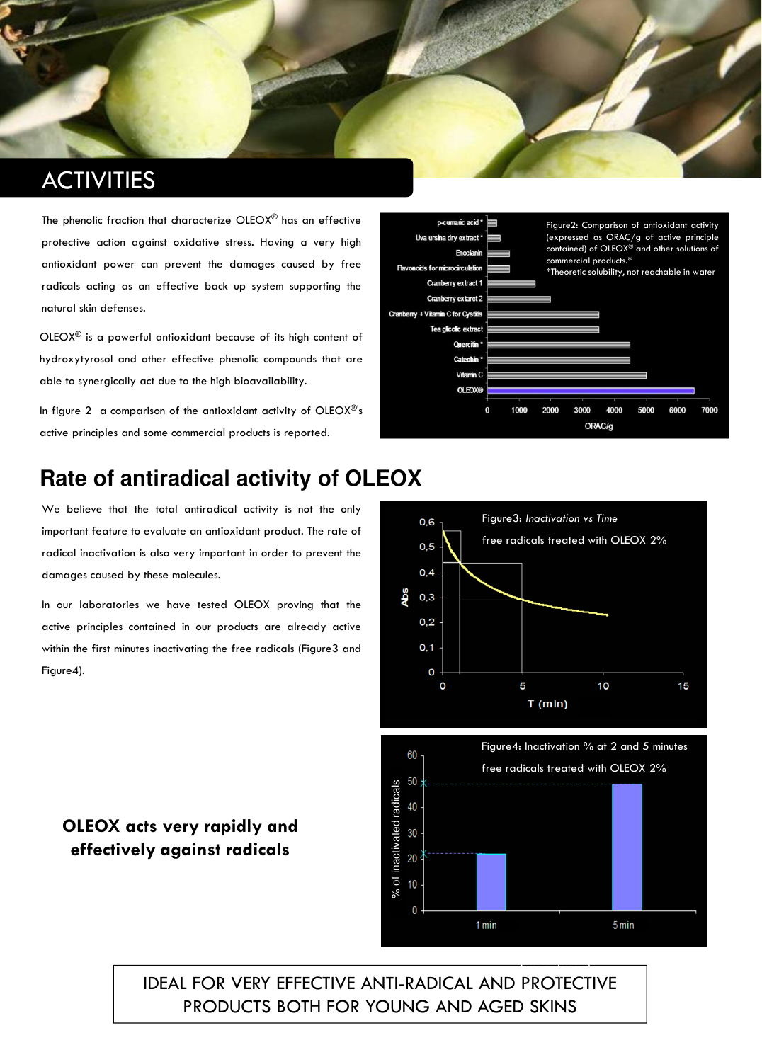# ACTIVITIES

The phenolic fraction that characterize OLEOX® has an effective protective action against oxidative stress. Having a very high antioxidant power can prevent the damages caused by free radicals acting as an effective back up system supporting the natural skin defenses.

OLEOX® is a powerful antioxidant because of its high content of hydroxytyrosol and other effective phenolic compounds that are able to synergically act due to the high bioavailability.

In figure 2 a comparison of the antioxidant activity of OLEOX®'s active principles and some commercial products is reported.

p-cumaric acid *
Uva ursina dry extract *
Enocianin
Flavonoids for microcirculation
Cranberry extract 1
Cranberry extarct 2
Cranberry + Vitamin C for Cystitis
Tea glicolic extract
Quercitin *
Catechin *
Vitamin C
OLEOX®

0 1000 2000 3000 4000 5000 6000 7000

ORAC/g

Figure2: Comparison of antioxidant activity (expressed as ORAC/g of active principle contained) of OLEOX® and other solutions of commercial products.*

*Theoretic solubility, not reachable in water

## Rate of antiradical activity of OLEOX

We believe that the total antiradical activity is not the only important feature to evaluate an antioxidant product. The rate of radical inactivation is also very important in order to prevent the damages caused by these molecules.

In our laboratories we have tested OLEOX proving that the active principles contained in our products are already active within the first minutes inactivating the free radicals (Figure3 and Figure4).

Figure3: *Inactivation vs Time*

free radicals treated with OLEOX 2%

Abs

0 0,1 0,2 0,3 0,4 0,5 0,6

0 5 10 15

T (min)

Figure4: Inactivation % at 2 and 5 minutes

free radicals treated with OLEOX 2%

% of inactivated radicals

0 10 20 30 40 50 60

1 min

5 min

**OLEOX acts very rapidly and effectively against radicals**

IDEAL FOR VERY EFFECTIVE ANTI-RADICAL AND PROTECTIVE PRODUCTS BOTH FOR YOUNG AND AGED SKINS